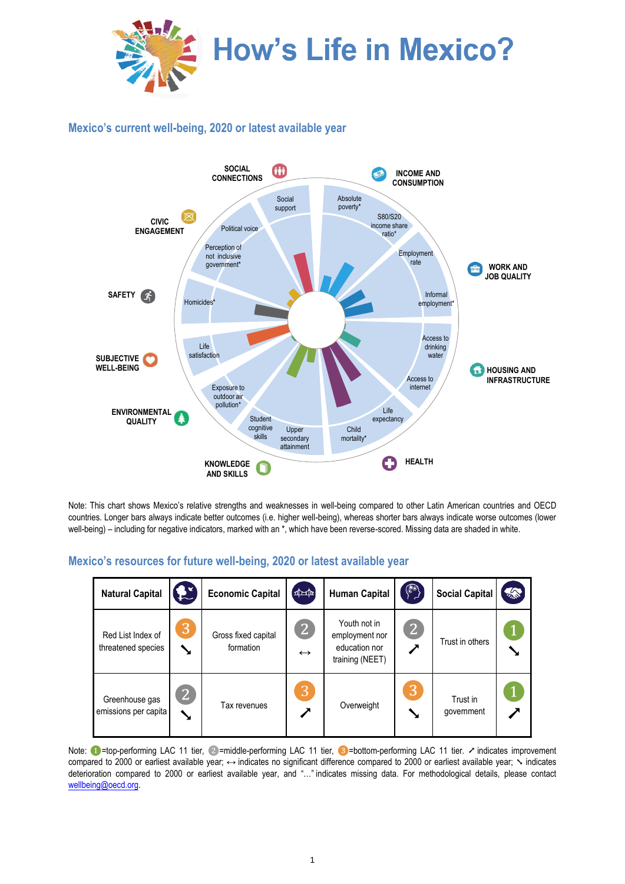# How's Life in Mexico?

## Mexico's current well-being, 2020 or latest available year

SOCIAL CONNECTIONS
Social support

INCOME AND CONSUMPTION
Absolute poverty*
S80/S20 income share ratio*

WORK AND JOB QUALITY
Employment rate
Informal employment*

HOUSING AND INFRASTRUCTURE
Access to drinking water
Access to internet

HEALTH
Life expectancy
Child mortality*

KNOWLEDGE AND SKILLS
Upper secondary attainment
Student cognitive skills

ENVIRONMENTAL QUALITY
Exposure to outdoor air pollution*

SUBJECTIVE WELL-BEING
Life satisfaction

SAFETY
Homicides*

CIVIC ENGAGEMENT
Perception of not inclusive government*
Political voice

Note: This chart shows Mexico's relative strengths and weaknesses in well-being compared to other Latin American countries and OECD countries. Longer bars always indicate better outcomes (i.e. higher well-being), whereas shorter bars always indicate worse outcomes (lower well-being) – including for negative indicators, marked with an *, which have been reverse-scored. Missing data are shaded in white.

## Mexico's resources for future well-being, 2020 or latest available year

| Natural Capital | | Economic Capital | | Human Capital | | Social Capital | |
|---|---|---|---|---|---|---|---|
| Red List Index of threatened species | 3 ↘ | Gross fixed capital formation | 2 ↔ | Youth not in employment nor education nor training (NEET) | 2 ↗ | Trust in others | 1 ↘ |
| Greenhouse gas emissions per capita | 2 ↘ | Tax revenues | 3 ↗ | Overweight | 3 ↘ | Trust in government | 1 ↗ |

Note: 1=top-performing LAC 11 tier, 2=middle-performing LAC 11 tier, 3=bottom-performing LAC 11 tier. ↗ indicates improvement compared to 2000 or earliest available year; ↔ indicates no significant difference compared to 2000 or earliest available year; ↘ indicates deterioration compared to 2000 or earliest available year, and "..." indicates missing data. For methodological details, please contact wellbeing@oecd.org.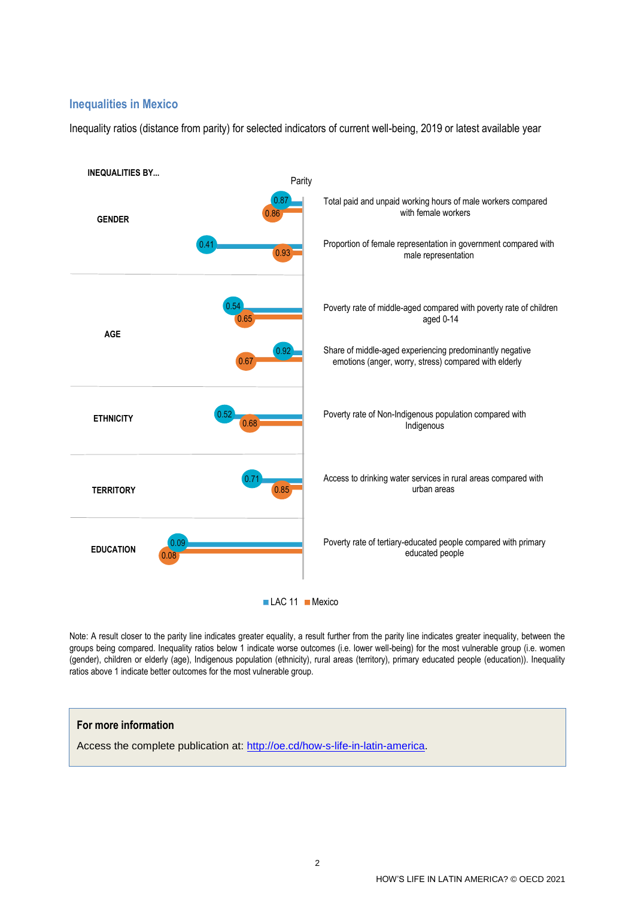### Inequalities in Mexico

Inequality ratios (distance from parity) for selected indicators of current well-being, 2019 or latest available year

INEQUALITIES BY...

Parity

GENDER

0.87
0.86
Total paid and unpaid working hours of male workers compared with female workers

0.41
0.93
Proportion of female representation in government compared with male representation

AGE

0.54
0.65
Poverty rate of middle-aged compared with poverty rate of children aged 0-14

0.92
0.67
Share of middle-aged experiencing predominantly negative emotions (anger, worry, stress) compared with elderly

ETHNICITY

0.52
0.68
Poverty rate of Non-Indigenous population compared with Indigenous

TERRITORY

0.71
0.85
Access to drinking water services in rural areas compared with urban areas

EDUCATION

0.09
0.08
Poverty rate of tertiary-educated people compared with primary educated people

LAC 11 Mexico

Note: A result closer to the parity line indicates greater equality, a result further from the parity line indicates greater inequality, between the groups being compared. Inequality ratios below 1 indicate worse outcomes (i.e. lower well-being) for the most vulnerable group (i.e. women (gender), children or elderly (age), Indigenous population (ethnicity), rural areas (territory), primary educated people (education)). Inequality ratios above 1 indicate better outcomes for the most vulnerable group.

**For more information**

Access the complete publication at: [http://oe.cd/how-s-life-in-latin-america](http://oe.cd/how-s-life-in-latin-america).